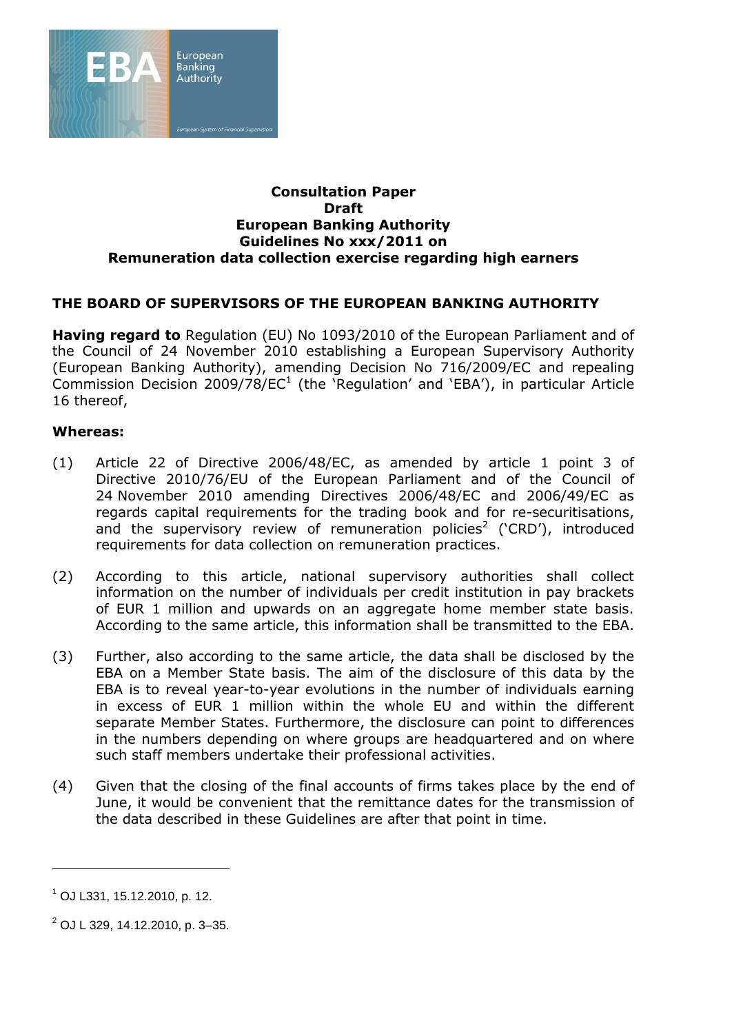**Consultation Paper**
**Draft**
**European Banking Authority**
**Guidelines No xxx/2011 on**
**Remuneration data collection exercise regarding high earners**

## THE BOARD OF SUPERVISORS OF THE EUROPEAN BANKING AUTHORITY

**Having regard to** Regulation (EU) No 1093/2010 of the European Parliament and of the Council of 24 November 2010 establishing a European Supervisory Authority (European Banking Authority), amending Decision No 716/2009/EC and repealing Commission Decision 2009/78/EC[1] (the 'Regulation' and 'EBA'), in particular Article 16 thereof,

**Whereas:**

(1) Article 22 of Directive 2006/48/EC, as amended by article 1 point 3 of Directive 2010/76/EU of the European Parliament and of the Council of 24 November 2010 amending Directives 2006/48/EC and 2006/49/EC as regards capital requirements for the trading book and for re-securitisations, and the supervisory review of remuneration policies[2] ('CRD'), introduced requirements for data collection on remuneration practices.

(2) According to this article, national supervisory authorities shall collect information on the number of individuals per credit institution in pay brackets of EUR 1 million and upwards on an aggregate home member state basis. According to the same article, this information shall be transmitted to the EBA.

(3) Further, also according to the same article, the data shall be disclosed by the EBA on a Member State basis. The aim of the disclosure of this data by the EBA is to reveal year-to-year evolutions in the number of individuals earning in excess of EUR 1 million within the whole EU and within the different separate Member States. Furthermore, the disclosure can point to differences in the numbers depending on where groups are headquartered and on where such staff members undertake their professional activities.

(4) Given that the closing of the final accounts of firms takes place by the end of June, it would be convenient that the remittance dates for the transmission of the data described in these Guidelines are after that point in time.

---

[1] OJ L331, 15.12.2010, p. 12.

[2] OJ L 329, 14.12.2010, p. 3–35.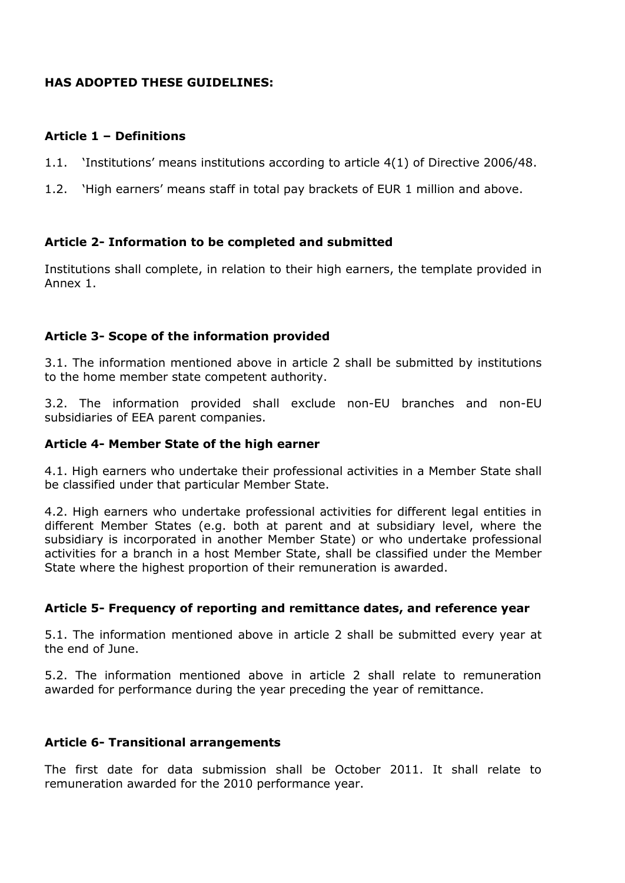**HAS ADOPTED THESE GUIDELINES:**

**Article 1 – Definitions**

1.1. 'Institutions' means institutions according to article 4(1) of Directive 2006/48.

1.2. 'High earners' means staff in total pay brackets of EUR 1 million and above.

**Article 2- Information to be completed and submitted**

Institutions shall complete, in relation to their high earners, the template provided in Annex 1.

**Article 3- Scope of the information provided**

3.1. The information mentioned above in article 2 shall be submitted by institutions to the home member state competent authority.

3.2. The information provided shall exclude non-EU branches and non-EU subsidiaries of EEA parent companies.

**Article 4- Member State of the high earner**

4.1. High earners who undertake their professional activities in a Member State shall be classified under that particular Member State.

4.2. High earners who undertake professional activities for different legal entities in different Member States (e.g. both at parent and at subsidiary level, where the subsidiary is incorporated in another Member State) or who undertake professional activities for a branch in a host Member State, shall be classified under the Member State where the highest proportion of their remuneration is awarded.

**Article 5- Frequency of reporting and remittance dates, and reference year**

5.1. The information mentioned above in article 2 shall be submitted every year at the end of June.

5.2. The information mentioned above in article 2 shall relate to remuneration awarded for performance during the year preceding the year of remittance.

**Article 6- Transitional arrangements**

The first date for data submission shall be October 2011. It shall relate to remuneration awarded for the 2010 performance year.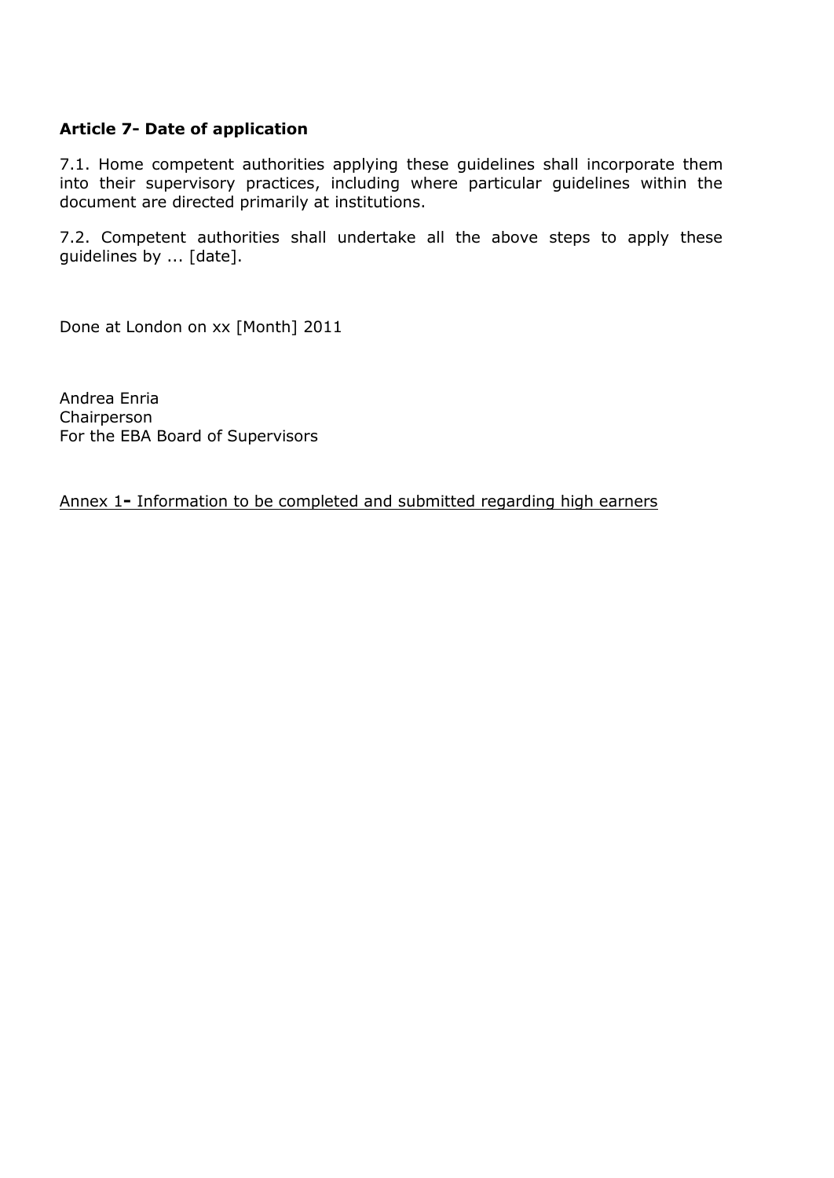**Article 7- Date of application**

7.1. Home competent authorities applying these guidelines shall incorporate them into their supervisory practices, including where particular guidelines within the document are directed primarily at institutions.

7.2. Competent authorities shall undertake all the above steps to apply these guidelines by ... [date].

Done at London on xx [Month] 2011

Andrea Enria
Chairperson
For the EBA Board of Supervisors

<u>Annex 1**-** Information to be completed and submitted regarding high earners</u>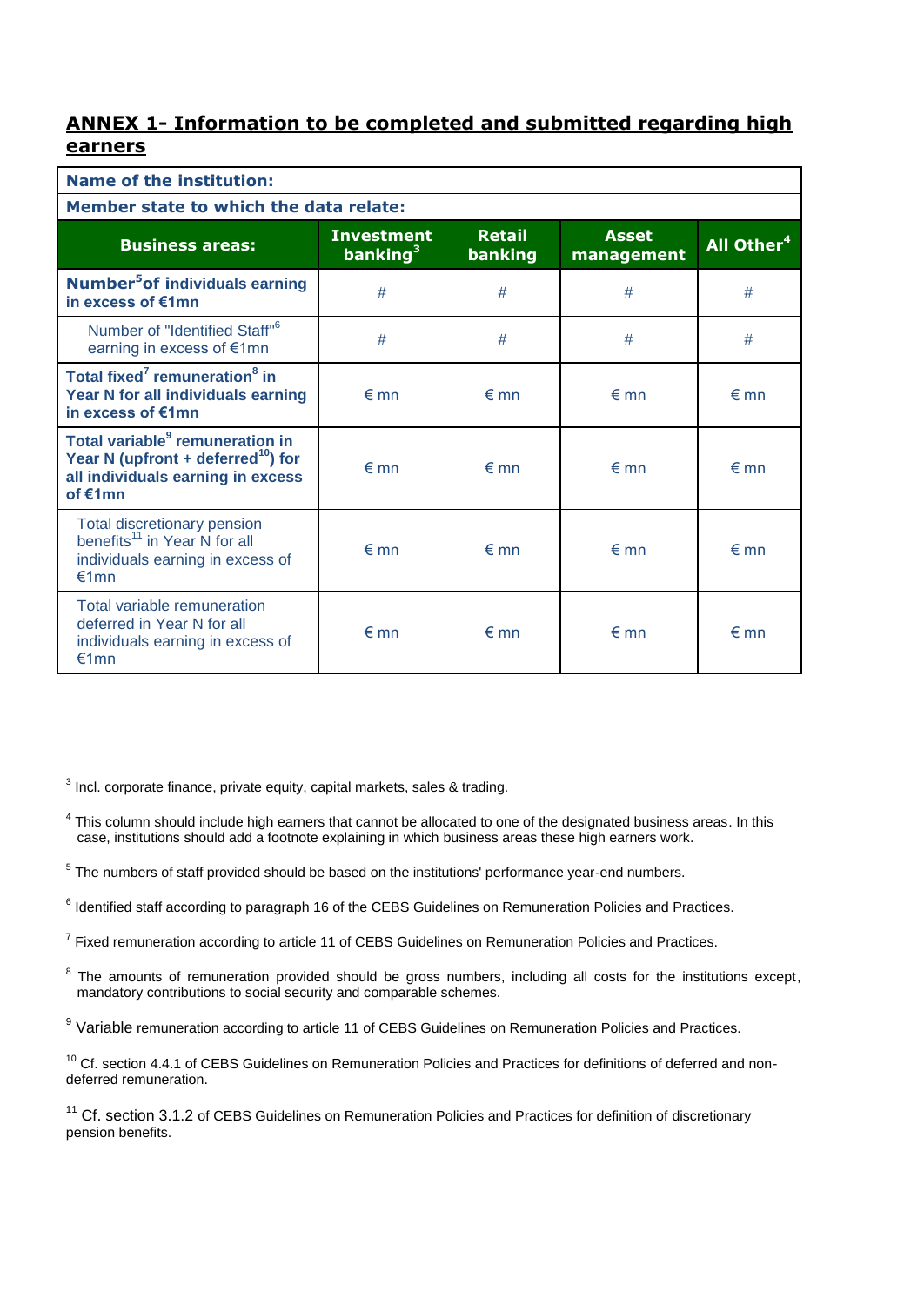## ANNEX 1- Information to be completed and submitted regarding high earners

| | | | | |
|---|---|---|---|---|
| **Name of the institution:** | | | | |
| **Member state to which the data relate:** | | | | |
| **Business areas:** | **Investment banking[3]** | **Retail banking** | **Asset management** | **All Other[4]** |
| **Number[5] of individuals earning in excess of €1mn** | # | # | # | # |
| Number of "Identified Staff"[6] earning in excess of €1mn | # | # | # | # |
| **Total fixed[7] remuneration[8] in Year N for all individuals earning in excess of €1mn** | € mn | € mn | € mn | € mn |
| **Total variable[9] remuneration in Year N (upfront + deferred[10]) for all individuals earning in excess of €1mn** | € mn | € mn | € mn | € mn |
| Total discretionary pension benefits[11] in Year N for all individuals earning in excess of €1mn | € mn | € mn | € mn | € mn |
| Total variable remuneration deferred in Year N for all individuals earning in excess of €1mn | € mn | € mn | € mn | € mn |

---

[3] Incl. corporate finance, private equity, capital markets, sales & trading.

[4] This column should include high earners that cannot be allocated to one of the designated business areas. In this case, institutions should add a footnote explaining in which business areas these high earners work.

[5] The numbers of staff provided should be based on the institutions' performance year-end numbers.

[6] Identified staff according to paragraph 16 of the CEBS Guidelines on Remuneration Policies and Practices.

[7] Fixed remuneration according to article 11 of CEBS Guidelines on Remuneration Policies and Practices.

[8] The amounts of remuneration provided should be gross numbers, including all costs for the institutions except, mandatory contributions to social security and comparable schemes.

[9] Variable remuneration according to article 11 of CEBS Guidelines on Remuneration Policies and Practices.

[10] Cf. section 4.4.1 of CEBS Guidelines on Remuneration Policies and Practices for definitions of deferred and non-deferred remuneration.

[11] Cf. section 3.1.2 of CEBS Guidelines on Remuneration Policies and Practices for definition of discretionary pension benefits.